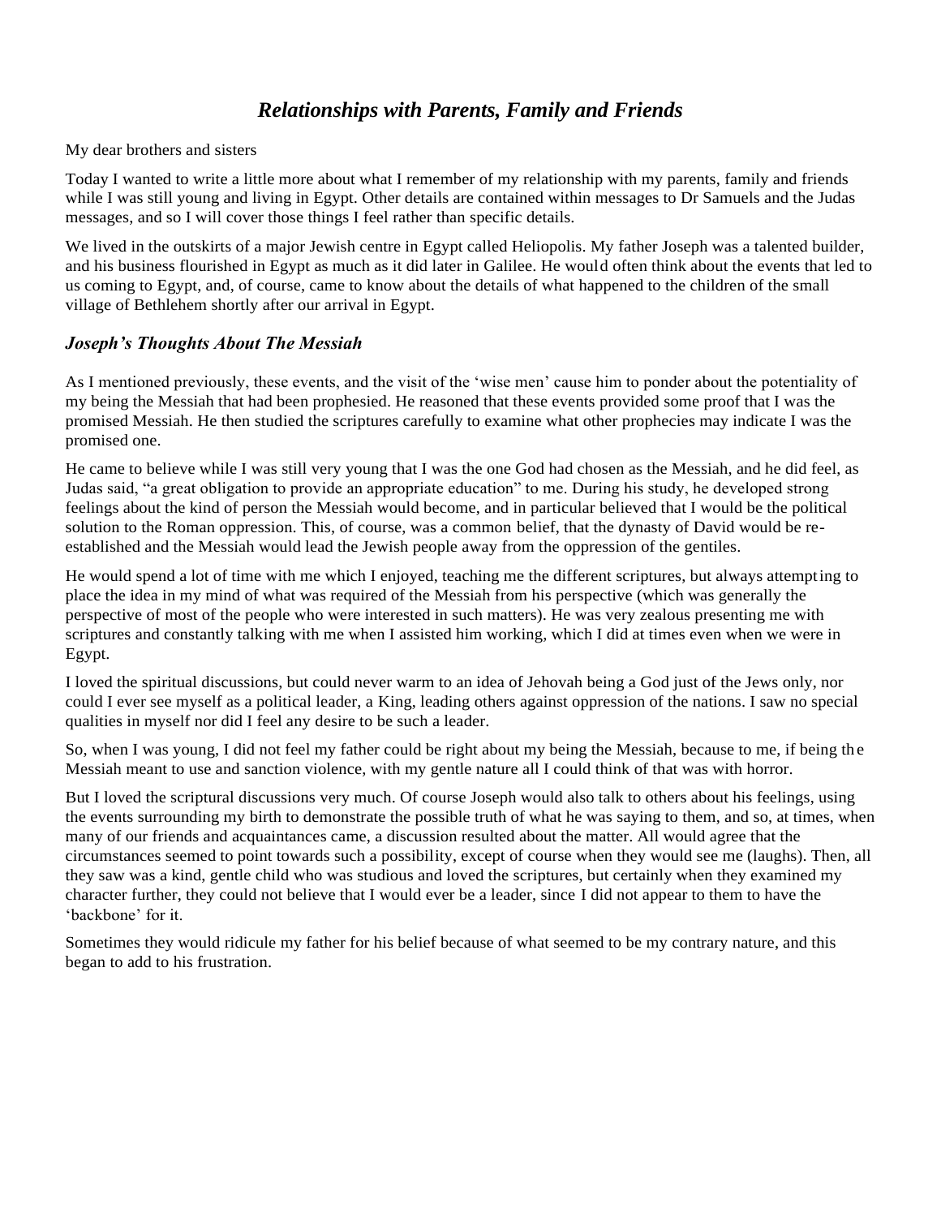# *Relationships with Parents, Family and Friends*

My dear brothers and sisters

Today I wanted to write a little more about what I remember of my relationship with my parents, family and friends while I was still young and living in Egypt. Other details are contained within messages to Dr Samuels and the Judas messages, and so I will cover those things I feel rather than specific details.

We lived in the outskirts of a major Jewish centre in Egypt called Heliopolis. My father Joseph was a talented builder, and his business flourished in Egypt as much as it did later in Galilee. He would often think about the events that led to us coming to Egypt, and, of course, came to know about the details of what happened to the children of the small village of Bethlehem shortly after our arrival in Egypt.

## *Joseph's Thoughts About The Messiah*

As I mentioned previously, these events, and the visit of the 'wise men' cause him to ponder about the potentiality of my being the Messiah that had been prophesied. He reasoned that these events provided some proof that I was the promised Messiah. He then studied the scriptures carefully to examine what other prophecies may indicate I was the promised one.

He came to believe while I was still very young that I was the one God had chosen as the Messiah, and he did feel, as Judas said, "a great obligation to provide an appropriate education" to me. During his study, he developed strong feelings about the kind of person the Messiah would become, and in particular believed that I would be the political solution to the Roman oppression. This, of course, was a common belief, that the dynasty of David would be re-established and the Messiah would lead the Jewish people away from the oppression of the gentiles.

He would spend a lot of time with me which I enjoyed, teaching me the different scriptures, but always attempting to place the idea in my mind of what was required of the Messiah from his perspective (which was generally the perspective of most of the people who were interested in such matters). He was very zealous presenting me with scriptures and constantly talking with me when I assisted him working, which I did at times even when we were in Egypt.

I loved the spiritual discussions, but could never warm to an idea of Jehovah being a God just of the Jews only, nor could I ever see myself as a political leader, a King, leading others against oppression of the nations. I saw no special qualities in myself nor did I feel any desire to be such a leader.

So, when I was young, I did not feel my father could be right about my being the Messiah, because to me, if being the Messiah meant to use and sanction violence, with my gentle nature all I could think of that was with horror.

But I loved the scriptural discussions very much. Of course Joseph would also talk to others about his feelings, using the events surrounding my birth to demonstrate the possible truth of what he was saying to them, and so, at times, when many of our friends and acquaintances came, a discussion resulted about the matter. All would agree that the circumstances seemed to point towards such a possibility, except of course when they would see me (laughs). Then, all they saw was a kind, gentle child who was studious and loved the scriptures, but certainly when they examined my character further, they could not believe that I would ever be a leader, since I did not appear to them to have the 'backbone' for it.

Sometimes they would ridicule my father for his belief because of what seemed to be my contrary nature, and this began to add to his frustration.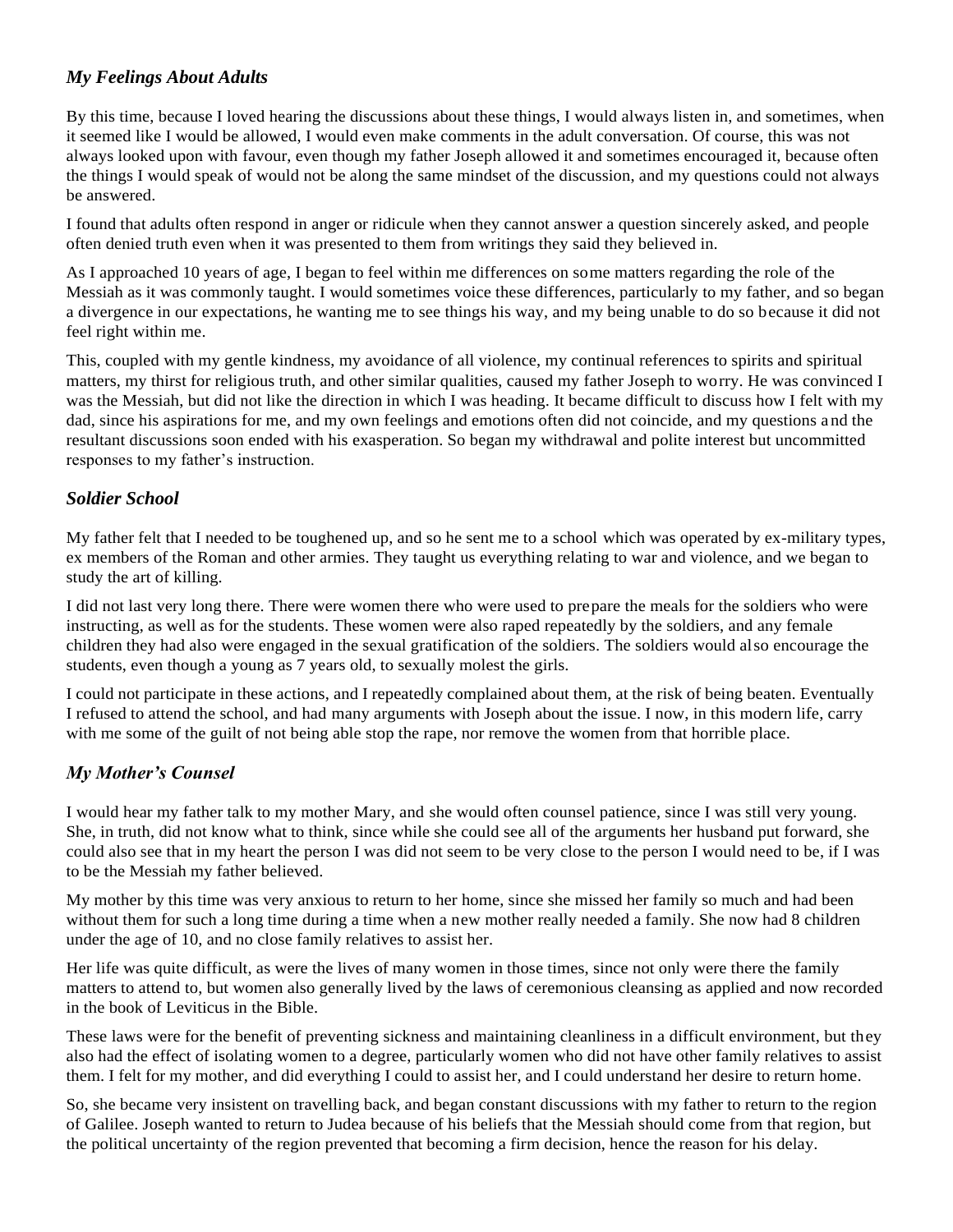### *My Feelings About Adults*

By this time, because I loved hearing the discussions about these things, I would always listen in, and sometimes, when it seemed like I would be allowed, I would even make comments in the adult conversation. Of course, this was not always looked upon with favour, even though my father Joseph allowed it and sometimes encouraged it, because often the things I would speak of would not be along the same mindset of the discussion, and my questions could not always be answered.

I found that adults often respond in anger or ridicule when they cannot answer a question sincerely asked, and people often denied truth even when it was presented to them from writings they said they believed in.

As I approached 10 years of age, I began to feel within me differences on some matters regarding the role of the Messiah as it was commonly taught. I would sometimes voice these differences, particularly to my father, and so began a divergence in our expectations, he wanting me to see things his way, and my being unable to do so because it did not feel right within me.

This, coupled with my gentle kindness, my avoidance of all violence, my continual references to spirits and spiritual matters, my thirst for religious truth, and other similar qualities, caused my father Joseph to worry. He was convinced I was the Messiah, but did not like the direction in which I was heading. It became difficult to discuss how I felt with my dad, since his aspirations for me, and my own feelings and emotions often did not coincide, and my questions and the resultant discussions soon ended with his exasperation. So began my withdrawal and polite interest but uncommitted responses to my father's instruction.

### *Soldier School*

My father felt that I needed to be toughened up, and so he sent me to a school which was operated by ex-military types, ex members of the Roman and other armies. They taught us everything relating to war and violence, and we began to study the art of killing.

I did not last very long there. There were women there who were used to prepare the meals for the soldiers who were instructing, as well as for the students. These women were also raped repeatedly by the soldiers, and any female children they had also were engaged in the sexual gratification of the soldiers. The soldiers would also encourage the students, even though a young as 7 years old, to sexually molest the girls.

I could not participate in these actions, and I repeatedly complained about them, at the risk of being beaten. Eventually I refused to attend the school, and had many arguments with Joseph about the issue. I now, in this modern life, carry with me some of the guilt of not being able stop the rape, nor remove the women from that horrible place.

### *My Mother's Counsel*

I would hear my father talk to my mother Mary, and she would often counsel patience, since I was still very young. She, in truth, did not know what to think, since while she could see all of the arguments her husband put forward, she could also see that in my heart the person I was did not seem to be very close to the person I would need to be, if I was to be the Messiah my father believed.

My mother by this time was very anxious to return to her home, since she missed her family so much and had been without them for such a long time during a time when a new mother really needed a family. She now had 8 children under the age of 10, and no close family relatives to assist her.

Her life was quite difficult, as were the lives of many women in those times, since not only were there the family matters to attend to, but women also generally lived by the laws of ceremonious cleansing as applied and now recorded in the book of Leviticus in the Bible.

These laws were for the benefit of preventing sickness and maintaining cleanliness in a difficult environment, but they also had the effect of isolating women to a degree, particularly women who did not have other family relatives to assist them. I felt for my mother, and did everything I could to assist her, and I could understand her desire to return home.

So, she became very insistent on travelling back, and began constant discussions with my father to return to the region of Galilee. Joseph wanted to return to Judea because of his beliefs that the Messiah should come from that region, but the political uncertainty of the region prevented that becoming a firm decision, hence the reason for his delay.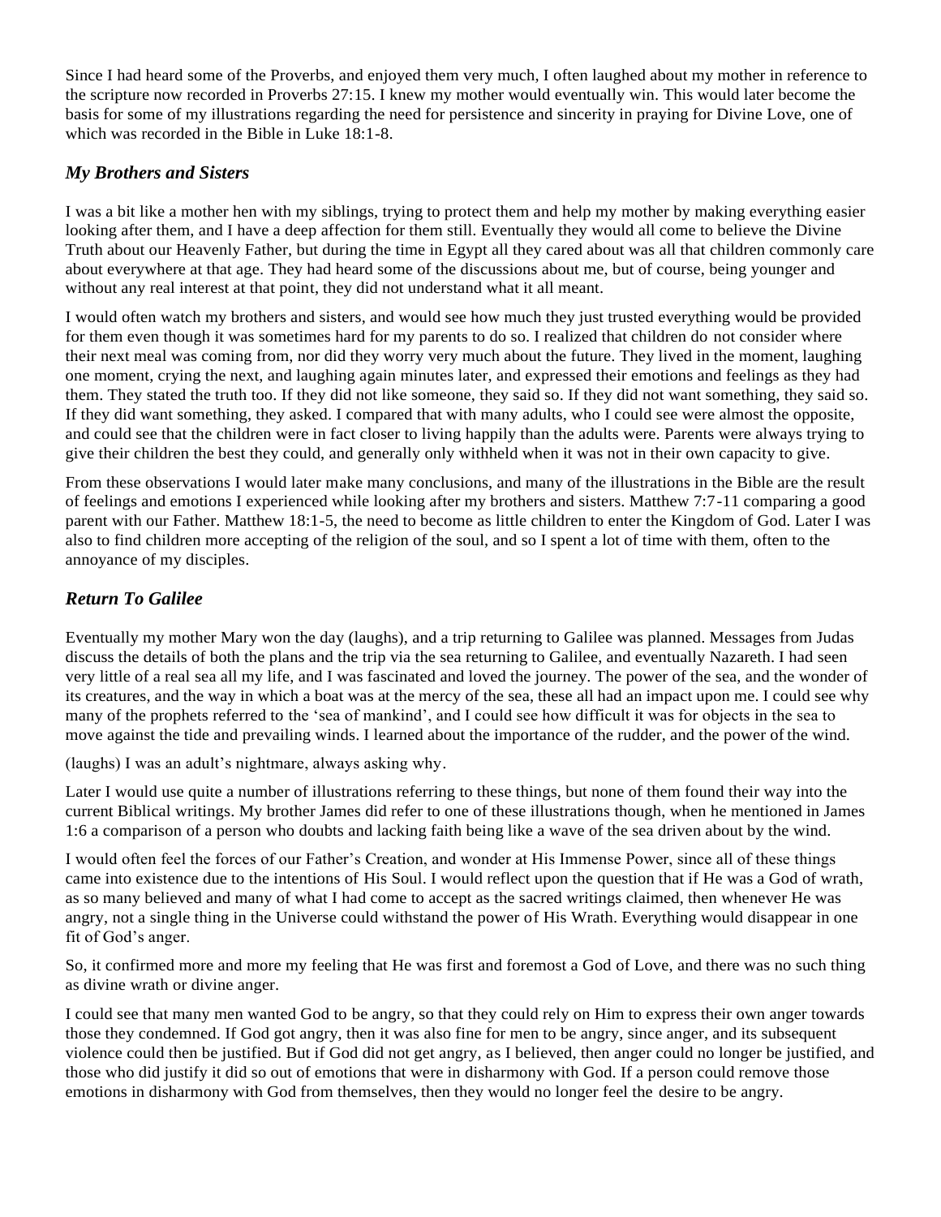Since I had heard some of the Proverbs, and enjoyed them very much, I often laughed about my mother in reference to the scripture now recorded in Proverbs 27:15. I knew my mother would eventually win. This would later become the basis for some of my illustrations regarding the need for persistence and sincerity in praying for Divine Love, one of which was recorded in the Bible in Luke 18:1-8.

### *My Brothers and Sisters*

I was a bit like a mother hen with my siblings, trying to protect them and help my mother by making everything easier looking after them, and I have a deep affection for them still. Eventually they would all come to believe the Divine Truth about our Heavenly Father, but during the time in Egypt all they cared about was all that children commonly care about everywhere at that age. They had heard some of the discussions about me, but of course, being younger and without any real interest at that point, they did not understand what it all meant.

I would often watch my brothers and sisters, and would see how much they just trusted everything would be provided for them even though it was sometimes hard for my parents to do so. I realized that children do not consider where their next meal was coming from, nor did they worry very much about the future. They lived in the moment, laughing one moment, crying the next, and laughing again minutes later, and expressed their emotions and feelings as they had them. They stated the truth too. If they did not like someone, they said so. If they did not want something, they said so. If they did want something, they asked. I compared that with many adults, who I could see were almost the opposite, and could see that the children were in fact closer to living happily than the adults were. Parents were always trying to give their children the best they could, and generally only withheld when it was not in their own capacity to give.

From these observations I would later make many conclusions, and many of the illustrations in the Bible are the result of feelings and emotions I experienced while looking after my brothers and sisters. Matthew 7:7-11 comparing a good parent with our Father. Matthew 18:1-5, the need to become as little children to enter the Kingdom of God. Later I was also to find children more accepting of the religion of the soul, and so I spent a lot of time with them, often to the annoyance of my disciples.

### *Return To Galilee*

Eventually my mother Mary won the day (laughs), and a trip returning to Galilee was planned. Messages from Judas discuss the details of both the plans and the trip via the sea returning to Galilee, and eventually Nazareth. I had seen very little of a real sea all my life, and I was fascinated and loved the journey. The power of the sea, and the wonder of its creatures, and the way in which a boat was at the mercy of the sea, these all had an impact upon me. I could see why many of the prophets referred to the 'sea of mankind', and I could see how difficult it was for objects in the sea to move against the tide and prevailing winds. I learned about the importance of the rudder, and the power of the wind.

(laughs) I was an adult's nightmare, always asking why.

Later I would use quite a number of illustrations referring to these things, but none of them found their way into the current Biblical writings. My brother James did refer to one of these illustrations though, when he mentioned in James 1:6 a comparison of a person who doubts and lacking faith being like a wave of the sea driven about by the wind.

I would often feel the forces of our Father's Creation, and wonder at His Immense Power, since all of these things came into existence due to the intentions of His Soul. I would reflect upon the question that if He was a God of wrath, as so many believed and many of what I had come to accept as the sacred writings claimed, then whenever He was angry, not a single thing in the Universe could withstand the power of His Wrath. Everything would disappear in one fit of God's anger.

So, it confirmed more and more my feeling that He was first and foremost a God of Love, and there was no such thing as divine wrath or divine anger.

I could see that many men wanted God to be angry, so that they could rely on Him to express their own anger towards those they condemned. If God got angry, then it was also fine for men to be angry, since anger, and its subsequent violence could then be justified. But if God did not get angry, as I believed, then anger could no longer be justified, and those who did justify it did so out of emotions that were in disharmony with God. If a person could remove those emotions in disharmony with God from themselves, then they would no longer feel the desire to be angry.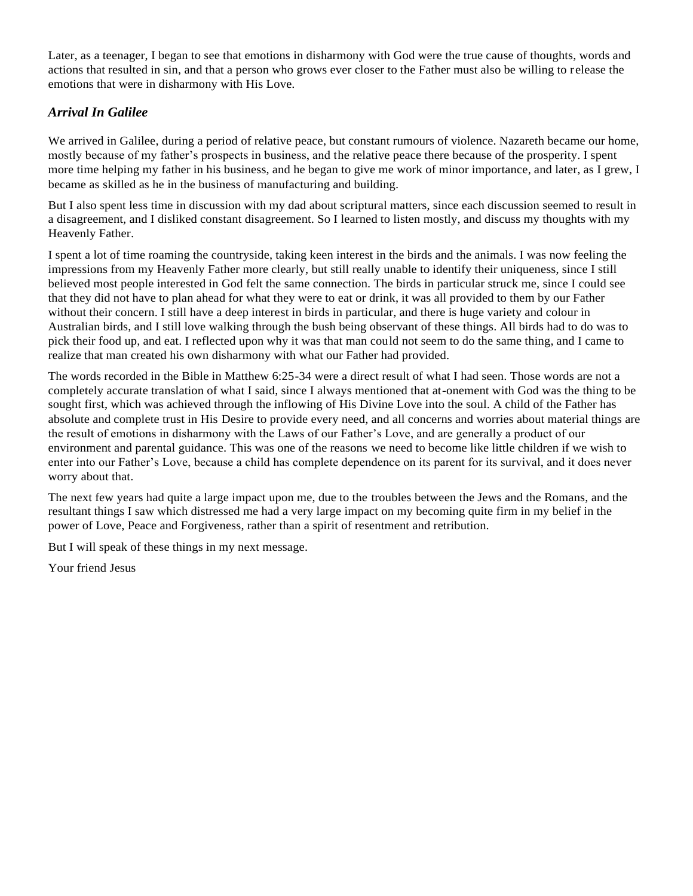Later, as a teenager, I began to see that emotions in disharmony with God were the true cause of thoughts, words and actions that resulted in sin, and that a person who grows ever closer to the Father must also be willing to release the emotions that were in disharmony with His Love.

### *Arrival In Galilee*

We arrived in Galilee, during a period of relative peace, but constant rumours of violence. Nazareth became our home, mostly because of my father's prospects in business, and the relative peace there because of the prosperity. I spent more time helping my father in his business, and he began to give me work of minor importance, and later, as I grew, I became as skilled as he in the business of manufacturing and building.

But I also spent less time in discussion with my dad about scriptural matters, since each discussion seemed to result in a disagreement, and I disliked constant disagreement. So I learned to listen mostly, and discuss my thoughts with my Heavenly Father.

I spent a lot of time roaming the countryside, taking keen interest in the birds and the animals. I was now feeling the impressions from my Heavenly Father more clearly, but still really unable to identify their uniqueness, since I still believed most people interested in God felt the same connection. The birds in particular struck me, since I could see that they did not have to plan ahead for what they were to eat or drink, it was all provided to them by our Father without their concern. I still have a deep interest in birds in particular, and there is huge variety and colour in Australian birds, and I still love walking through the bush being observant of these things. All birds had to do was to pick their food up, and eat. I reflected upon why it was that man could not seem to do the same thing, and I came to realize that man created his own disharmony with what our Father had provided.

The words recorded in the Bible in Matthew 6:25-34 were a direct result of what I had seen. Those words are not a completely accurate translation of what I said, since I always mentioned that at-onement with God was the thing to be sought first, which was achieved through the inflowing of His Divine Love into the soul. A child of the Father has absolute and complete trust in His Desire to provide every need, and all concerns and worries about material things are the result of emotions in disharmony with the Laws of our Father's Love, and are generally a product of our environment and parental guidance. This was one of the reasons we need to become like little children if we wish to enter into our Father's Love, because a child has complete dependence on its parent for its survival, and it does never worry about that.

The next few years had quite a large impact upon me, due to the troubles between the Jews and the Romans, and the resultant things I saw which distressed me had a very large impact on my becoming quite firm in my belief in the power of Love, Peace and Forgiveness, rather than a spirit of resentment and retribution.

But I will speak of these things in my next message.

Your friend Jesus